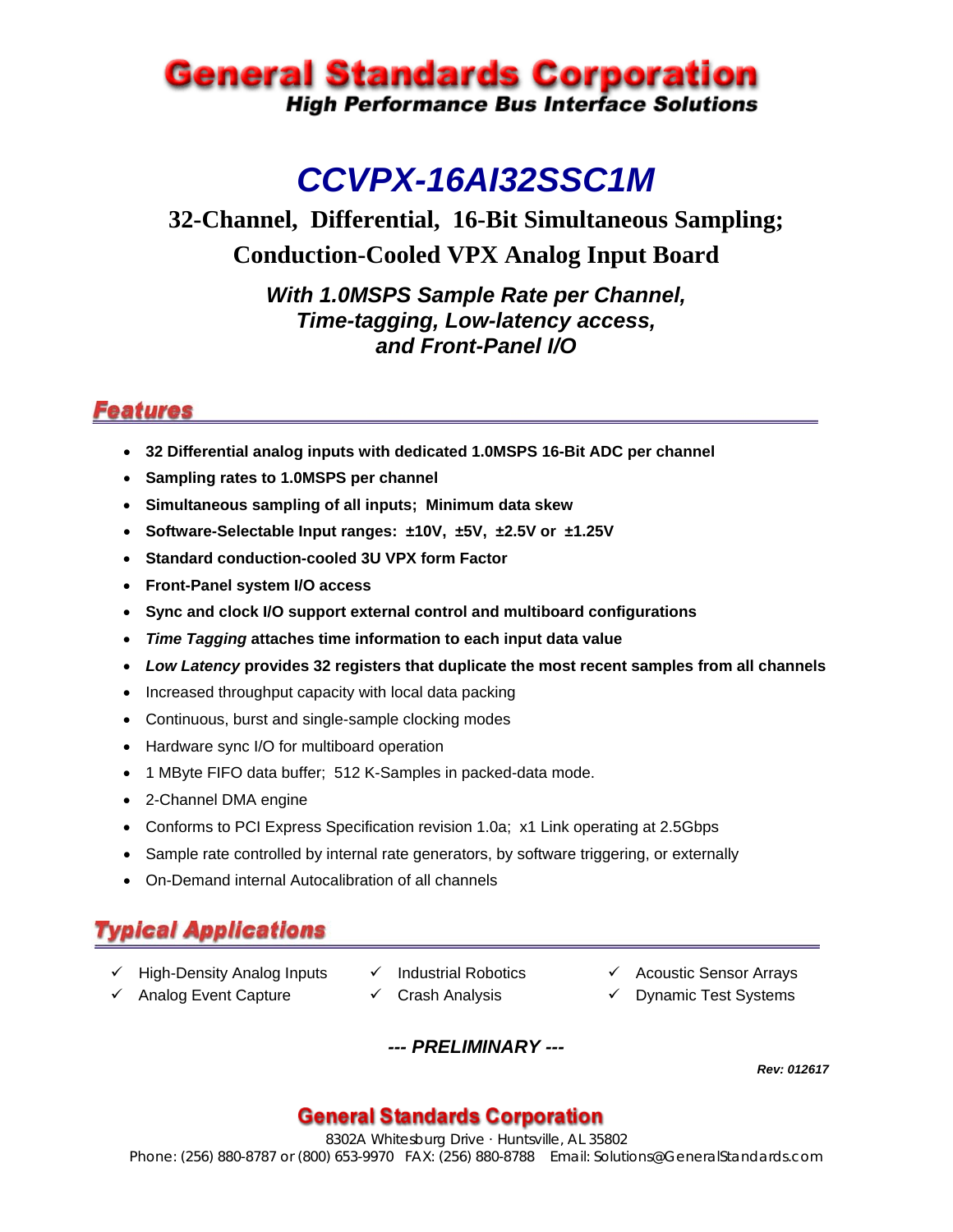# General Standards Corporation

**High Performance Bus Interface Solutions**

# *CCVPX-16AI32SSC1M*

## 32-Channel, Differential, 16-Bit Simultaneous Sampling; Conduction-Cooled VPX Analog Input Board

### *With 1.0MSPS Sample Rate per Channel, Time-tagging, Low-latency access, and Front-Panel I/O*

## Features

- **32 Differential analog inputs with dedicated 1.0MSPS 16-Bit ADC per channel**
- **Sampling rates to 1.0MSPS per channel**
- **Simultaneous sampling of all inputs; Minimum data skew**
- **Software-Selectable Input ranges: ±10V, ±5V, ±2.5V or ±1.25V**
- **Standard conduction-cooled 3U VPX form Factor**
- **Front-Panel system I/O access**
- **Sync and clock I/O support external control and multiboard configurations**
- ***Time Tagging* attaches time information to each input data value**
- ***Low Latency* provides 32 registers that duplicate the most recent samples from all channels**
- Increased throughput capacity with local data packing
- Continuous, burst and single-sample clocking modes
- Hardware sync I/O for multiboard operation
- 1 MByte FIFO data buffer; 512 K-Samples in packed-data mode.
- 2-Channel DMA engine
- Conforms to PCI Express Specification revision 1.0a; x1 Link operating at 2.5Gbps
- Sample rate controlled by internal rate generators, by software triggering, or externally
- On-Demand internal Autocalibration of all channels

## Typical Applications

- ✓ High-Density Analog Inputs
- ✓ Analog Event Capture
- ✓ Industrial Robotics
- ✓ Crash Analysis
- ✓ Acoustic Sensor Arrays
- ✓ Dynamic Test Systems

***--- PRELIMINARY ---***

***Rev: 012617***

**General Standards Corporation**

8302A Whitesburg Drive · Huntsville, AL 35802
Phone: (256) 880-8787 or (800) 653-9970 FAX: (256) 880-8788 Email: Solutions@GeneralStandards.com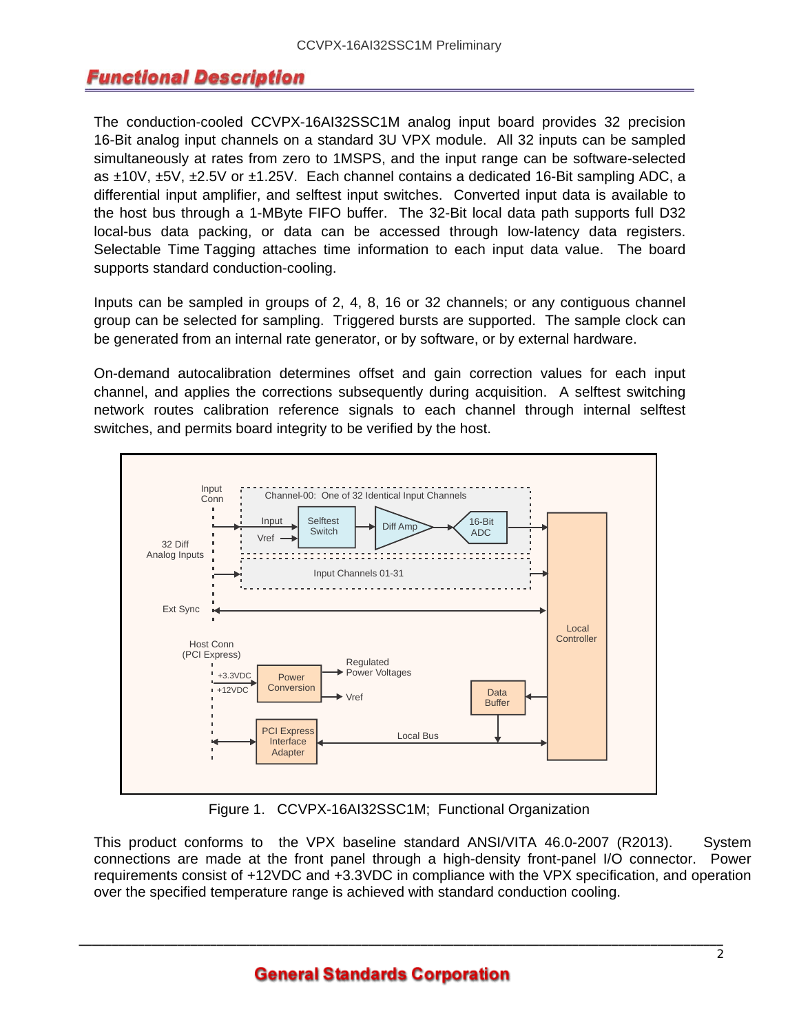## Functional Description

The conduction-cooled CCVPX-16AI32SSC1M analog input board provides 32 precision 16-Bit analog input channels on a standard 3U VPX module. All 32 inputs can be sampled simultaneously at rates from zero to 1MSPS, and the input range can be software-selected as ±10V, ±5V, ±2.5V or ±1.25V. Each channel contains a dedicated 16-Bit sampling ADC, a differential input amplifier, and selftest input switches. Converted input data is available to the host bus through a 1-MByte FIFO buffer. The 32-Bit local data path supports full D32 local-bus data packing, or data can be accessed through low-latency data registers. Selectable Time Tagging attaches time information to each input data value. The board supports standard conduction-cooling.

Inputs can be sampled in groups of 2, 4, 8, 16 or 32 channels; or any contiguous channel group can be selected for sampling. Triggered bursts are supported. The sample clock can be generated from an internal rate generator, or by software, or by external hardware.

On-demand autocalibration determines offset and gain correction values for each input channel, and applies the corrections subsequently during acquisition. A selftest switching network routes calibration reference signals to each channel through internal selftest switches, and permits board integrity to be verified by the host.

Figure 1. CCVPX-16AI32SSC1M; Functional Organization

This product conforms to the VPX baseline standard ANSI/VITA 46.0-2007 (R2013). System connections are made at the front panel through a high-density front-panel I/O connector. Power requirements consist of +12VDC and +3.3VDC in compliance with the VPX specification, and operation over the specified temperature range is achieved with standard conduction cooling.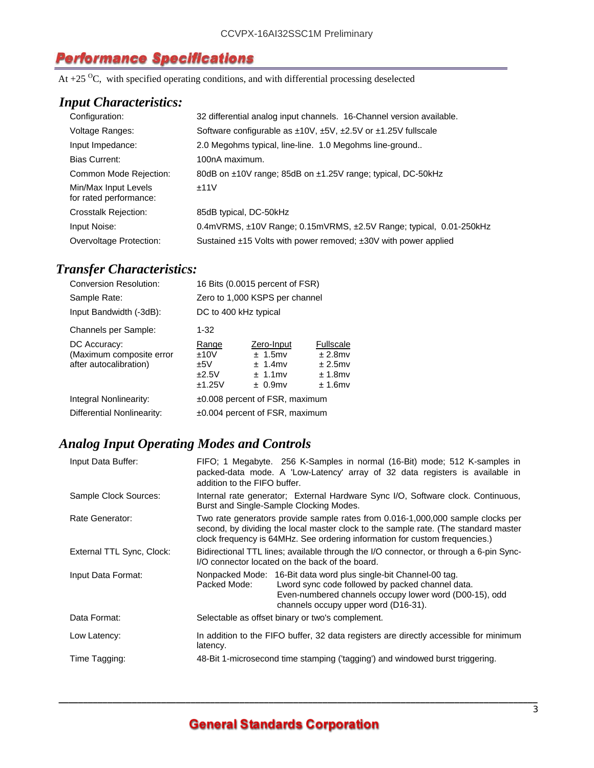## Performance Specifications

At +25 °C, with specified operating conditions, and with differential processing deselected

### *Input Characteristics:*

| | |
|---|---|
| Configuration: | 32 differential analog input channels. 16-Channel version available. |
| Voltage Ranges: | Software configurable as ±10V, ±5V, ±2.5V or ±1.25V fullscale |
| Input Impedance: | 2.0 Megohms typical, line-line. 1.0 Megohms line-ground.. |
| Bias Current: | 100nA maximum. |
| Common Mode Rejection: | 80dB on ±10V range; 85dB on ±1.25V range; typical, DC-50kHz |
| Min/Max Input Levels for rated performance: | ±11V |
| Crosstalk Rejection: | 85dB typical, DC-50kHz |
| Input Noise: | 0.4mVRMS, ±10V Range; 0.15mVRMS, ±2.5V Range; typical, 0.01-250kHz |
| Overvoltage Protection: | Sustained ±15 Volts with power removed; ±30V with power applied |

### *Transfer Characteristics:*

| | |
|---|---|
| Conversion Resolution: | 16 Bits (0.0015 percent of FSR) |
| Sample Rate: | Zero to 1,000 KSPS per channel |
| Input Bandwidth (-3dB): | DC to 400 kHz typical |
| Channels per Sample: | 1-32 |

DC Accuracy: (Maximum composite error after autocalibration)

| Range | Zero-Input | Fullscale |
|---|---|---|
| ±10V | ± 1.5mv | ± 2.8mv |
| ±5V | ± 1.4mv | ± 2.5mv |
| ±2.5V | ± 1.1mv | ± 1.8mv |
| ±1.25V | ± 0.9mv | ± 1.6mv |

| | |
|---|---|
| Integral Nonlinearity: | ±0.008 percent of FSR, maximum |
| Differential Nonlinearity: | ±0.004 percent of FSR, maximum |

### *Analog Input Operating Modes and Controls*

| | |
|---|---|
| Input Data Buffer: | FIFO; 1 Megabyte. 256 K-Samples in normal (16-Bit) mode; 512 K-samples in packed-data mode. A 'Low-Latency' array of 32 data registers is available in addition to the FIFO buffer. |
| Sample Clock Sources: | Internal rate generator; External Hardware Sync I/O, Software clock. Continuous, Burst and Single-Sample Clocking Modes. |
| Rate Generator: | Two rate generators provide sample rates from 0.016-1,000,000 sample clocks per second, by dividing the local master clock to the sample rate. (The standard master clock frequency is 64MHz. See ordering information for custom frequencies.) |
| External TTL Sync, Clock: | Bidirectional TTL lines; available through the I/O connector, or through a 6-pin Sync-I/O connector located on the back of the board. |
| Input Data Format: | Nonpacked Mode: 16-Bit data word plus single-bit Channel-00 tag. Packed Mode: Lword sync code followed by packed channel data. Even-numbered channels occupy lower word (D00-15), odd channels occupy upper word (D16-31). |
| Data Format: | Selectable as offset binary or two's complement. |
| Low Latency: | In addition to the FIFO buffer, 32 data registers are directly accessible for minimum latency. |
| Time Tagging: | 48-Bit 1-microsecond time stamping ('tagging') and windowed burst triggering. |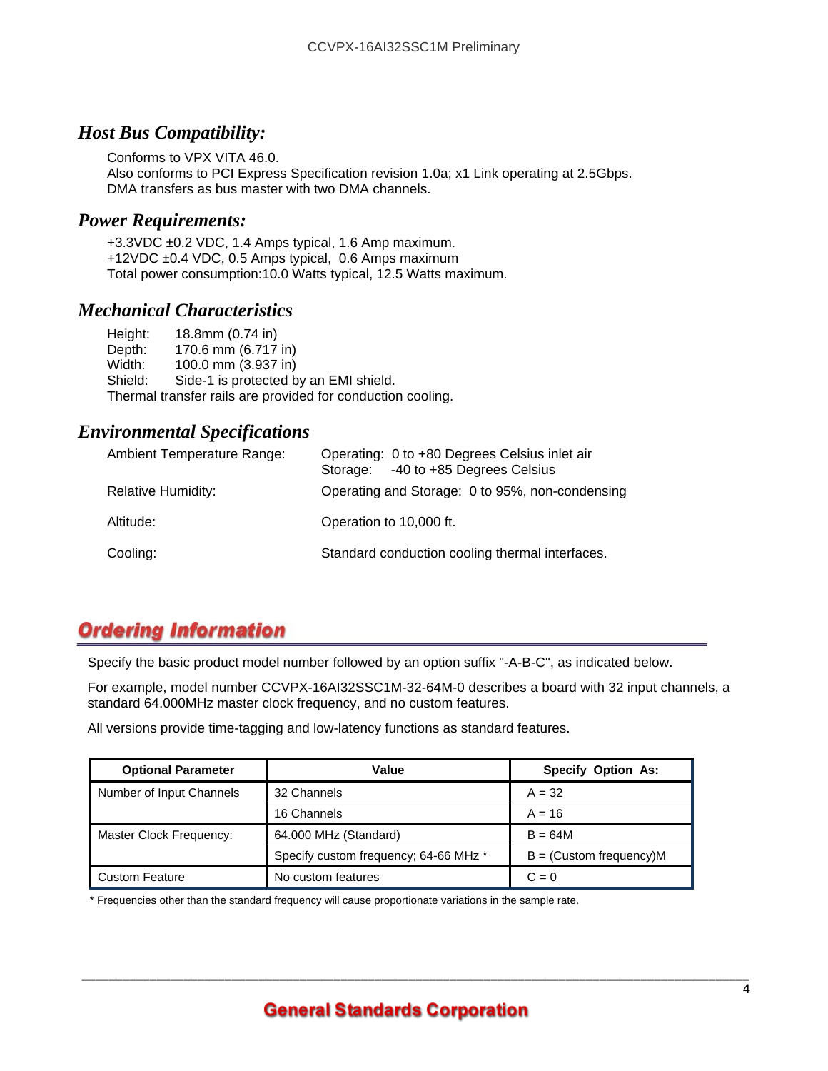## *Host Bus Compatibility:*

Conforms to VPX VITA 46.0.
Also conforms to PCI Express Specification revision 1.0a; x1 Link operating at 2.5Gbps.
DMA transfers as bus master with two DMA channels.

## *Power Requirements:*

+3.3VDC ±0.2 VDC, 1.4 Amps typical, 1.6 Amp maximum.
+12VDC ±0.4 VDC, 0.5 Amps typical, 0.6 Amps maximum
Total power consumption:10.0 Watts typical, 12.5 Watts maximum.

## *Mechanical Characteristics*

Height: 18.8mm (0.74 in)
Depth: 170.6 mm (6.717 in)
Width: 100.0 mm (3.937 in)
Shield: Side-1 is protected by an EMI shield.
Thermal transfer rails are provided for conduction cooling.

## *Environmental Specifications*

| | |
|---|---|
| Ambient Temperature Range: | Operating: 0 to +80 Degrees Celsius inlet air<br>Storage: -40 to +85 Degrees Celsius |
| Relative Humidity: | Operating and Storage: 0 to 95%, non-condensing |
| Altitude: | Operation to 10,000 ft. |
| Cooling: | Standard conduction cooling thermal interfaces. |

# Ordering Information

Specify the basic product model number followed by an option suffix "-A-B-C", as indicated below.

For example, model number CCVPX-16AI32SSC1M-32-64M-0 describes a board with 32 input channels, a standard 64.000MHz master clock frequency, and no custom features.

All versions provide time-tagging and low-latency functions as standard features.

| Optional Parameter | Value | Specify Option As: |
|---|---|---|
| Number of Input Channels | 32 Channels | A = 32 |
| | 16 Channels | A = 16 |
| Master Clock Frequency: | 64.000 MHz (Standard) | B = 64M |
| | Specify custom frequency; 64-66 MHz * | B = (Custom frequency)M |
| Custom Feature | No custom features | C = 0 |

* Frequencies other than the standard frequency will cause proportionate variations in the sample rate.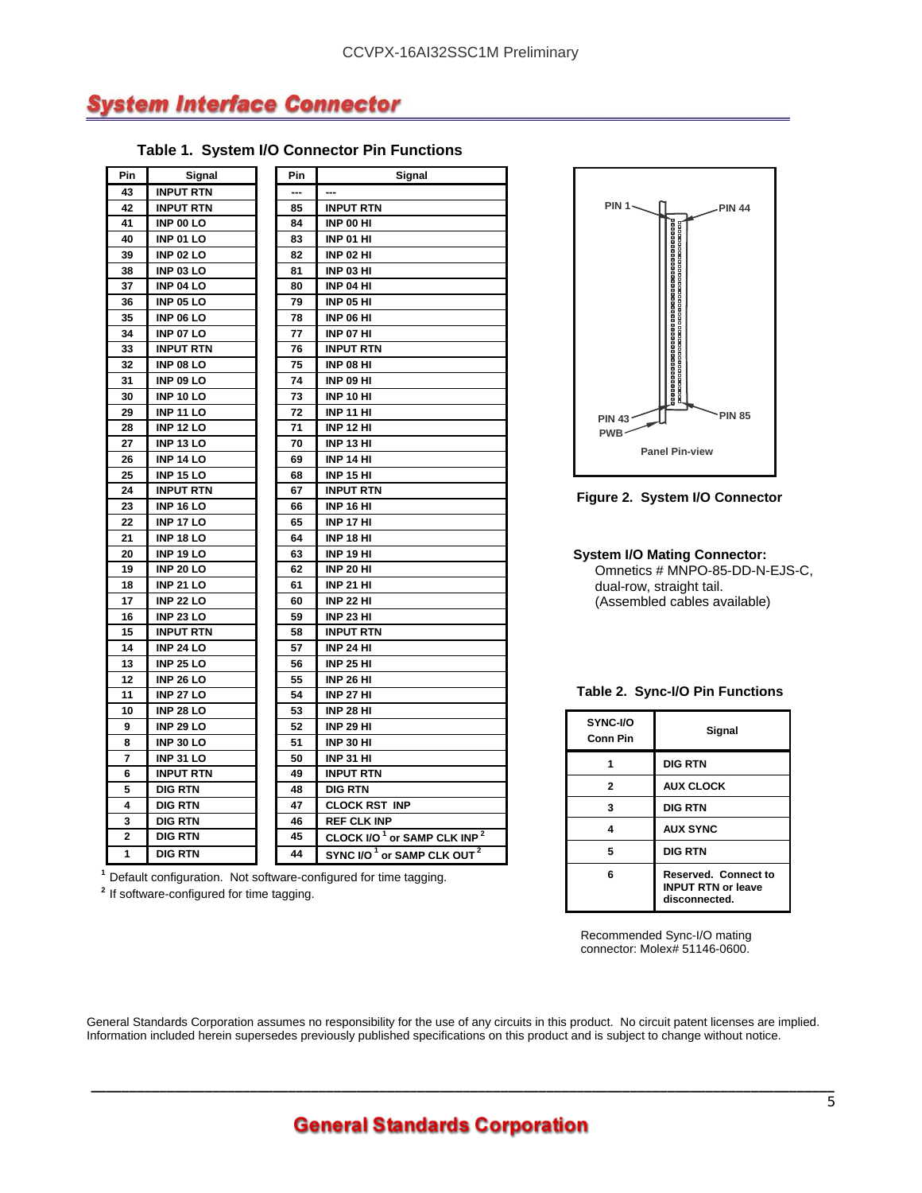# System Interface Connector

**Table 1. System I/O Connector Pin Functions**

| Pin | Signal | Pin | Signal |
|---|---|---|---|
| 43 | INPUT RTN | --- | --- |
| 42 | INPUT RTN | 85 | INPUT RTN |
| 41 | INP 00 LO | 84 | INP 00 HI |
| 40 | INP 01 LO | 83 | INP 01 HI |
| 39 | INP 02 LO | 82 | INP 02 HI |
| 38 | INP 03 LO | 81 | INP 03 HI |
| 37 | INP 04 LO | 80 | INP 04 HI |
| 36 | INP 05 LO | 79 | INP 05 HI |
| 35 | INP 06 LO | 78 | INP 06 HI |
| 34 | INP 07 LO | 77 | INP 07 HI |
| 33 | INPUT RTN | 76 | INPUT RTN |
| 32 | INP 08 LO | 75 | INP 08 HI |
| 31 | INP 09 LO | 74 | INP 09 HI |
| 30 | INP 10 LO | 73 | INP 10 HI |
| 29 | INP 11 LO | 72 | INP 11 HI |
| 28 | INP 12 LO | 71 | INP 12 HI |
| 27 | INP 13 LO | 70 | INP 13 HI |
| 26 | INP 14 LO | 69 | INP 14 HI |
| 25 | INP 15 LO | 68 | INP 15 HI |
| 24 | INPUT RTN | 67 | INPUT RTN |
| 23 | INP 16 LO | 66 | INP 16 HI |
| 22 | INP 17 LO | 65 | INP 17 HI |
| 21 | INP 18 LO | 64 | INP 18 HI |
| 20 | INP 19 LO | 63 | INP 19 HI |
| 19 | INP 20 LO | 62 | INP 20 HI |
| 18 | INP 21 LO | 61 | INP 21 HI |
| 17 | INP 22 LO | 60 | INP 22 HI |
| 16 | INP 23 LO | 59 | INP 23 HI |
| 15 | INPUT RTN | 58 | INPUT RTN |
| 14 | INP 24 LO | 57 | INP 24 HI |
| 13 | INP 25 LO | 56 | INP 25 HI |
| 12 | INP 26 LO | 55 | INP 26 HI |
| 11 | INP 27 LO | 54 | INP 27 HI |
| 10 | INP 28 LO | 53 | INP 28 HI |
| 9 | INP 29 LO | 52 | INP 29 HI |
| 8 | INP 30 LO | 51 | INP 30 HI |
| 7 | INP 31 LO | 50 | INP 31 HI |
| 6 | INPUT RTN | 49 | INPUT RTN |
| 5 | DIG RTN | 48 | DIG RTN |
| 4 | DIG RTN | 47 | CLOCK RST INP |
| 3 | DIG RTN | 46 | REF CLK INP |
| 2 | DIG RTN | 45 | CLOCK I/O [1] or SAMP CLK INP [2] |
| 1 | DIG RTN | 44 | SYNC I/O [1] or SAMP CLK OUT [2] |

[1] Default configuration. Not software-configured for time tagging.

[2] If software-configured for time tagging.

PIN 1
PIN 44
PIN 43
PIN 85
PWB
Panel Pin-view

**Figure 2. System I/O Connector**

**System I/O Mating Connector:**
Omnetics # MNPO-85-DD-N-EJS-C, dual-row, straight tail.
(Assembled cables available)

**Table 2. Sync-I/O Pin Functions**

| SYNC-I/O Conn Pin | Signal |
|---|---|
| 1 | DIG RTN |
| 2 | AUX CLOCK |
| 3 | DIG RTN |
| 4 | AUX SYNC |
| 5 | DIG RTN |
| 6 | Reserved. Connect to INPUT RTN or leave disconnected. |

Recommended Sync-I/O mating connector: Molex# 51146-0600.

General Standards Corporation assumes no responsibility for the use of any circuits in this product. No circuit patent licenses are implied. Information included herein supersedes previously published specifications on this product and is subject to change without notice.